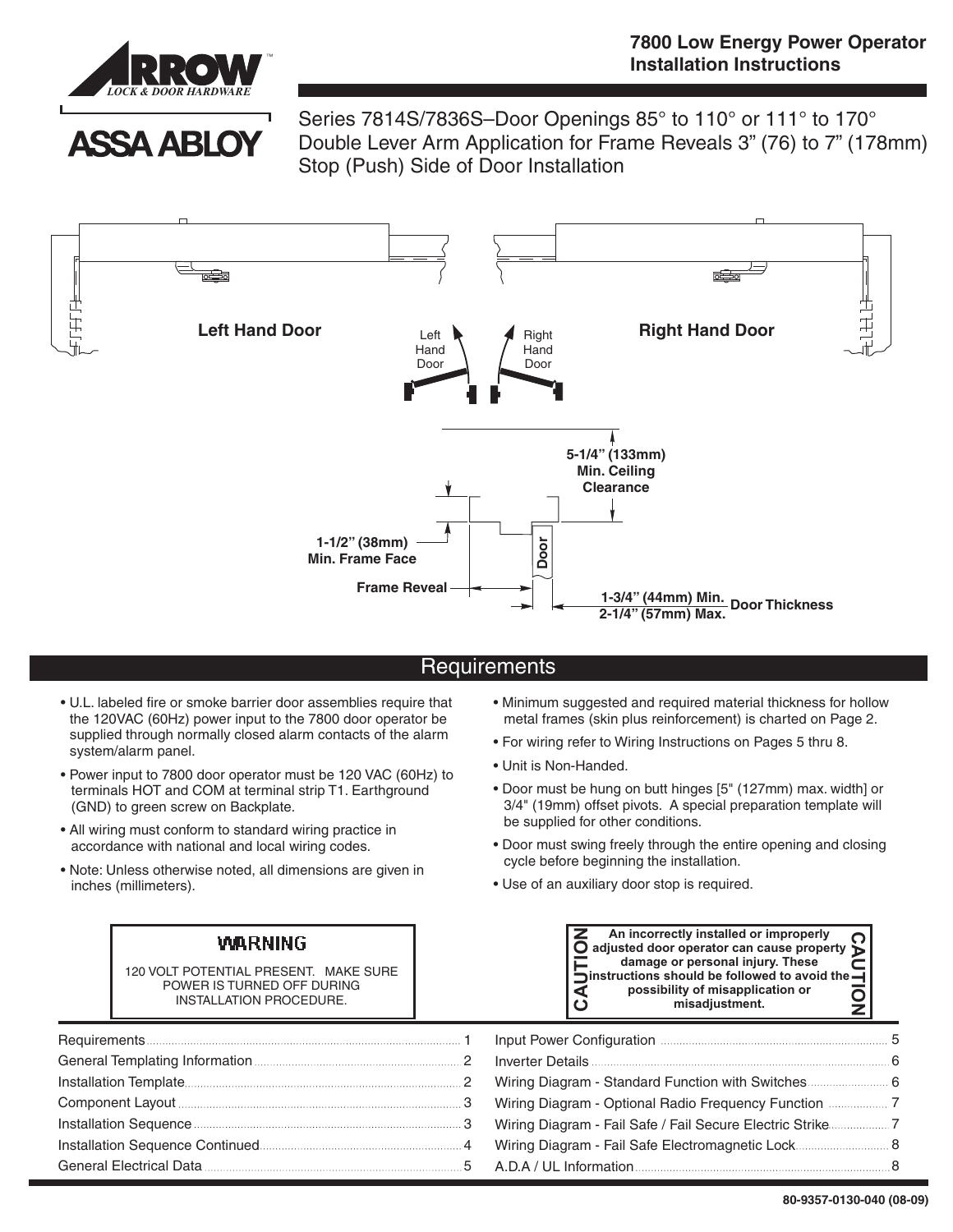ARROW LOCK & DOOR HARDWARE

ASSA ABLOY

# 7800 Low Energy Power Operator Installation Instructions

Series 7814S/7836S–Door Openings 85° to 110° or 111° to 170°
Double Lever Arm Application for Frame Reveals 3” (76) to 7” (178mm)
Stop (Push) Side of Door Installation

**Left Hand Door** | **Right Hand Door**

Left Hand Door | Right Hand Door

5-1/4” (133mm) Min. Ceiling Clearance

1-1/2” (38mm) Min. Frame Face

Frame Reveal

Door

1-3/4” (44mm) Min. 2-1/4” (57mm) Max. Door Thickness

## Requirements

- U.L. labeled fire or smoke barrier door assemblies require that the 120VAC (60Hz) power input to the 7800 door operator be supplied through normally closed alarm contacts of the alarm system/alarm panel.
- Power input to 7800 door operator must be 120 VAC (60Hz) to terminals HOT and COM at terminal strip T1. Earthground (GND) to green screw on Backplate.
- All wiring must conform to standard wiring practice in accordance with national and local wiring codes.
- Note: Unless otherwise noted, all dimensions are given in inches (millimeters).
- Minimum suggested and required material thickness for hollow metal frames (skin plus reinforcement) is charted on Page 2.
- For wiring refer to Wiring Instructions on Pages 5 thru 8.
- Unit is Non-Handed.
- Door must be hung on butt hinges [5" (127mm) max. width] or 3/4" (19mm) offset pivots. A special preparation template will be supplied for other conditions.
- Door must swing freely through the entire opening and closing cycle before beginning the installation.
- Use of an auxiliary door stop is required.

**WARNING**

120 VOLT POTENTIAL PRESENT. MAKE SURE POWER IS TURNED OFF DURING INSTALLATION PROCEDURE.

**CAUTION**

**An incorrectly installed or improperly adjusted door operator can cause property damage or personal injury. These instructions should be followed to avoid the possibility of misapplication or misadjustment.**

| | |
|---|---|
| Requirements | 1 |
| General Templating Information | 2 |
| Installation Template | 2 |
| Component Layout | 3 |
| Installation Sequence | 3 |
| Installation Sequence Continued | 4 |
| General Electrical Data | 5 |
| Input Power Configuration | 5 |
| Inverter Details | 6 |
| Wiring Diagram - Standard Function with Switches | 6 |
| Wiring Diagram - Optional Radio Frequency Function | 7 |
| Wiring Diagram - Fail Safe / Fail Secure Electric Strike | 7 |
| Wiring Diagram - Fail Safe Electromagnetic Lock | 8 |
| A.D.A / UL Information | 8 |

80-9357-0130-040 (08-09)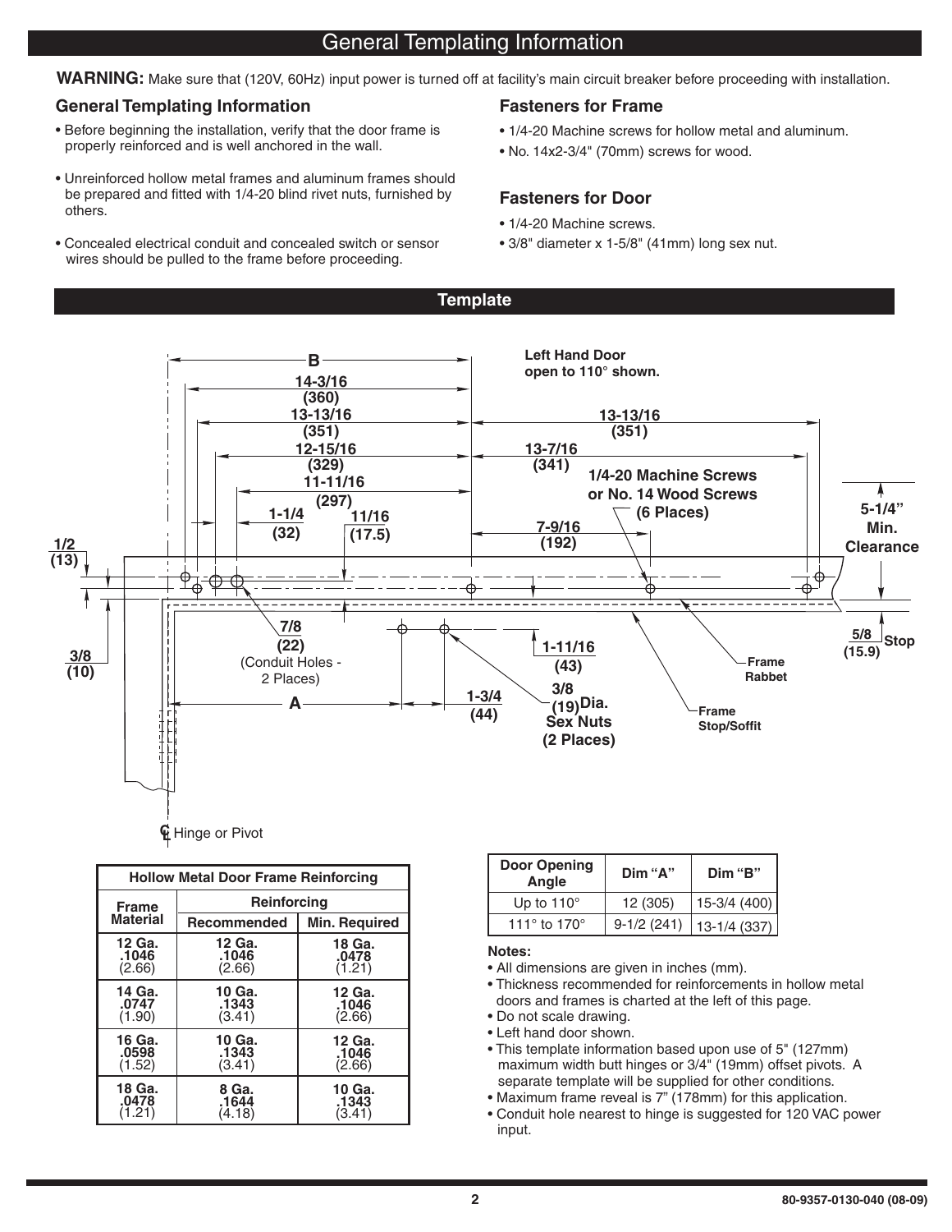# General Templating Information

**WARNING:** Make sure that (120V, 60Hz) input power is turned off at facility's main circuit breaker before proceeding with installation.

### General Templating Information

- Before beginning the installation, verify that the door frame is properly reinforced and is well anchored in the wall.
- Unreinforced hollow metal frames and aluminum frames should be prepared and fitted with 1/4-20 blind rivet nuts, furnished by others.
- Concealed electrical conduit and concealed switch or sensor wires should be pulled to the frame before proceeding.

### Fasteners for Frame

- 1/4-20 Machine screws for hollow metal and aluminum.
- No. 14x2-3/4" (70mm) screws for wood.

### Fasteners for Door

- 1/4-20 Machine screws.
- 3/8" diameter x 1-5/8" (41mm) long sex nut.

## Template

Left Hand Door open to 110° shown.

B; 14-3/16 (360); 13-13/16 (351); 12-15/16 (329); 11-11/16 (297); 1-1/4 (32); 11/16 (17.5); 13-13/16 (351); 13-7/16 (341); 7-9/16 (192); 1/2 (13); 3/8 (10); 7/8 (22) (Conduit Holes - 2 Places); A; 1-3/4 (44); 1-11/16 (43); 3/8 (19) Dia. Sex Nuts (2 Places); 1/4-20 Machine Screws or No. 14 Wood Screws (6 Places); 5-1/4" Min. Clearance; 5/8 (15.9) Stop; Frame Rabbet; Frame Stop/Soffit; ℄ Hinge or Pivot

| Hollow Metal Door Frame Reinforcing | | |
|---|---|---|
| Frame Material | Reinforcing | |
| | Recommended | Min. Required |
| 12 Ga. .1046 (2.66) | 12 Ga. .1046 (2.66) | 18 Ga. .0478 (1.21) |
| 14 Ga. .0747 (1.90) | 10 Ga. .1343 (3.41) | 12 Ga. .1046 (2.66) |
| 16 Ga. .0598 (1.52) | 10 Ga. .1343 (3.41) | 12 Ga. .1046 (2.66) |
| 18 Ga. .0478 (1.21) | 8 Ga. .1644 (4.18) | 10 Ga. .1343 (3.41) |

| Door Opening Angle | Dim "A" | Dim "B" |
|---|---|---|
| Up to 110° | 12 (305) | 15-3/4 (400) |
| 111° to 170° | 9-1/2 (241) | 13-1/4 (337) |

**Notes:**

- All dimensions are given in inches (mm).
- Thickness recommended for reinforcements in hollow metal doors and frames is charted at the left of this page.
- Do not scale drawing.
- Left hand door shown.
- This template information based upon use of 5" (127mm) maximum width butt hinges or 3/4" (19mm) offset pivots. A separate template will be supplied for other conditions.
- Maximum frame reveal is 7" (178mm) for this application.
- Conduit hole nearest to hinge is suggested for 120 VAC power input.

80-9357-0130-040 (08-09)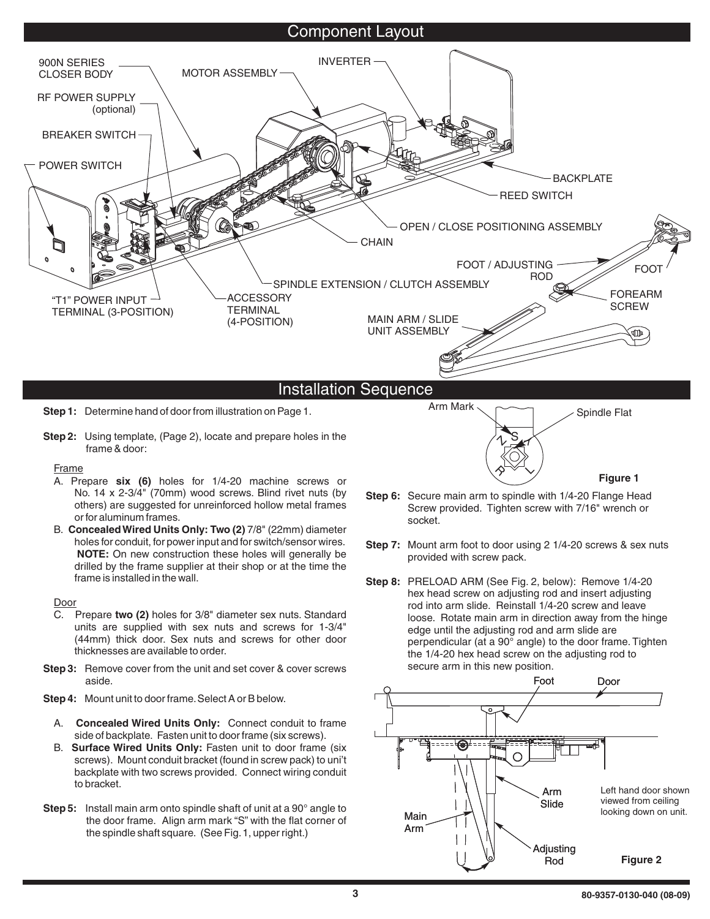## Component Layout

900N SERIES CLOSER BODY

MOTOR ASSEMBLY

INVERTER

RF POWER SUPPLY (optional)

BREAKER SWITCH

POWER SWITCH

BACKPLATE

REED SWITCH

OPEN / CLOSE POSITIONING ASSEMBLY

CHAIN

FOOT / ADJUSTING ROD

FOOT

SPINDLE EXTENSION / CLUTCH ASSEMBLY

FOREARM SCREW

"T1" POWER INPUT TERMINAL (3-POSITION)

ACCESSORY TERMINAL (4-POSITION)

MAIN ARM / SLIDE UNIT ASSEMBLY

## Installation Sequence

**Step 1:** Determine hand of door from illustration on Page 1.

**Step 2:** Using template, (Page 2), locate and prepare holes in the frame & door:

Frame

A. Prepare **six (6)** holes for 1/4-20 machine screws or No. 14 x 2-3/4" (70mm) wood screws. Blind rivet nuts (by others) are suggested for unreinforced hollow metal frames or for aluminum frames.

B. **Concealed Wired Units Only: Two (2)** 7/8" (22mm) diameter holes for conduit, for power input and for switch/sensor wires. **NOTE:** On new construction these holes will generally be drilled by the frame supplier at their shop or at the time the frame is installed in the wall.

Door

C. Prepare **two (2)** holes for 3/8" diameter sex nuts. Standard units are supplied with sex nuts and screws for 1-3/4" (44mm) thick door. Sex nuts and screws for other door thicknesses are available to order.

**Step 3:** Remove cover from the unit and set cover & cover screws aside.

**Step 4:** Mount unit to door frame. Select A or B below.

A. **Concealed Wired Units Only:** Connect conduit to frame side of backplate. Fasten unit to door frame (six screws).

B. **Surface Wired Units Only:** Fasten unit to door frame (six screws). Mount conduit bracket (found in screw pack) to uni't backplate with two screws provided. Connect wiring conduit to bracket.

**Step 5:** Install main arm onto spindle shaft of unit at a 90° angle to the door frame. Align arm mark "S" with the flat corner of the spindle shaft square. (See Fig. 1, upper right.)

Arm Mark

Spindle Flat

**Figure 1**

**Step 6:** Secure main arm to spindle with 1/4-20 Flange Head Screw provided. Tighten screw with 7/16" wrench or socket.

**Step 7:** Mount arm foot to door using 2 1/4-20 screws & sex nuts provided with screw pack.

**Step 8:** PRELOAD ARM (See Fig. 2, below): Remove 1/4-20 hex head screw on adjusting rod and insert adjusting rod into arm slide. Reinstall 1/4-20 screw and leave loose. Rotate main arm in direction away from the hinge edge until the adjusting rod and arm slide are perpendicular (at a 90° angle) to the door frame. Tighten the 1/4-20 hex head screw on the adjusting rod to secure arm in this new position.

Foot

Door

Arm Slide

Main Arm

Adjusting Rod

Left hand door shown viewed from ceiling looking down on unit.

**Figure 2**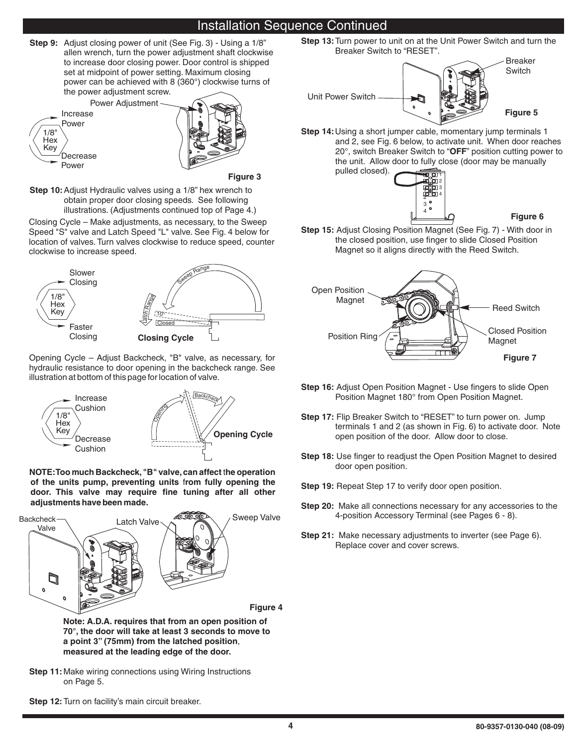# Installation Sequence Continued

**Step 9:** Adjust closing power of unit (See Fig. 3) - Using a 1/8" allen wrench, turn the power adjustment shaft clockwise to increase door closing power. Door control is shipped set at midpoint of power setting. Maximum closing power can be achieved with 8 (360°) clockwise turns of the power adjustment screw.

Power Adjustment

Increase Power

1/8" Hex Key

Decrease Power

**Figure 3**

**Step 10:** Adjust Hydraulic valves using a 1/8" hex wrench to obtain proper door closing speeds. See following illustrations. (Adjustments continued top of Page 4.)

Closing Cycle – Make adjustments, as necessary, to the Sweep Speed "S" valve and Latch Speed "L" valve. See Fig. 4 below for location of valves. Turn valves clockwise to reduce speed, counter clockwise to increase speed.

Slower Closing

1/8" Hex Key

Faster Closing

Sweep Range

Latch Range

10°

Closed

**Closing Cycle**

Opening Cycle – Adjust Backcheck, "B" valve, as necessary, for hydraulic resistance to door opening in the backcheck range. See illustration at bottom of this page for location of valve.

Increase Cushion

1/8" Hex Key

Decrease Cushion

Opening

Backcheck

**Opening Cycle**

**NOTE: Too much Backcheck, "B" valve, can affect the operation of the units pump, preventing units from fully opening the door. This valve may require fine tuning after all other adjustments have been made.**

Backcheck Valve

Latch Valve

Sweep Valve

**Figure 4**

**Note: A.D.A. requires that from an open position of 70°, the door will take at least 3 seconds to move to a point 3" (75mm) from the latched position, measured at the leading edge of the door.**

**Step 11:** Make wiring connections using Wiring Instructions on Page 5.

**Step 12:** Turn on facility's main circuit breaker.

**Step 13:** Turn power to unit on at the Unit Power Switch and turn the Breaker Switch to "RESET".

Breaker Switch

Unit Power Switch

**Figure 5**

**Step 14:** Using a short jumper cable, momentary jump terminals 1 and 2, see Fig. 6 below, to activate unit. When door reaches 20°, switch Breaker Switch to "**OFF**" position cutting power to the unit. Allow door to fully close (door may be manually pulled closed).

**Figure 6**

**Step 15:** Adjust Closing Position Magnet (See Fig. 7) - With door in the closed position, use finger to slide Closed Position Magnet so it aligns directly with the Reed Switch.

Open Position Magnet

Reed Switch

Position Ring

Closed Position Magnet

**Figure 7**

**Step 16:** Adjust Open Position Magnet - Use fingers to slide Open Position Magnet 180° from Open Position Magnet.

**Step 17:** Flip Breaker Switch to "RESET" to turn power on. Jump terminals 1 and 2 (as shown in Fig. 6) to activate door. Note open position of the door. Allow door to close.

**Step 18:** Use finger to readjust the Open Position Magnet to desired door open position.

**Step 19:** Repeat Step 17 to verify door open position.

**Step 20:** Make all connections necessary for any accessories to the 4-position Accessory Terminal (see Pages 6 - 8).

**Step 21:** Make necessary adjustments to inverter (see Page 6). Replace cover and cover screws.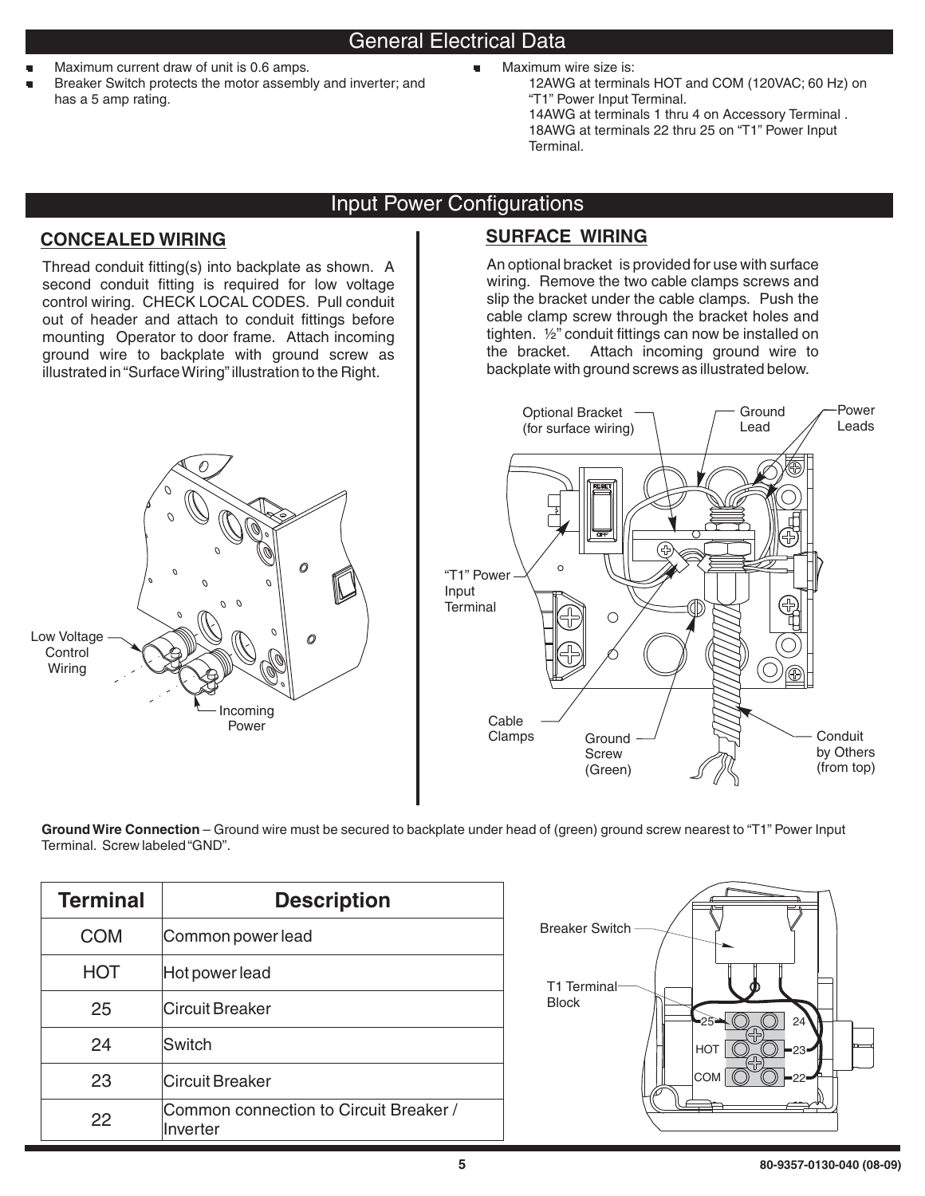## General Electrical Data

- Maximum current draw of unit is 0.6 amps.
- Breaker Switch protects the motor assembly and inverter; and has a 5 amp rating.
- Maximum wire size is:
  - 12AWG at terminals HOT and COM (120VAC; 60 Hz) on "T1" Power Input Terminal.
  - 14AWG at terminals 1 thru 4 on Accessory Terminal .
  - 18AWG at terminals 22 thru 25 on "T1" Power Input Terminal.

## Input Power Configurations

### CONCEALED WIRING

Thread conduit fitting(s) into backplate as shown. A second conduit fitting is required for low voltage control wiring. CHECK LOCAL CODES. Pull conduit out of header and attach to conduit fittings before mounting Operator to door frame. Attach incoming ground wire to backplate with ground screw as illustrated in "Surface Wiring" illustration to the Right.

Low Voltage Control Wiring

Incoming Power

### SURFACE WIRING

An optional bracket is provided for use with surface wiring. Remove the two cable clamps screws and slip the bracket under the cable clamps. Push the cable clamp screw through the bracket holes and tighten. ½" conduit fittings can now be installed on the bracket. Attach incoming ground wire to backplate with ground screws as illustrated below.

Optional Bracket (for surface wiring) | Ground Lead | Power Leads | "T1" Power Input Terminal | Cable Clamps | Ground Screw (Green) | Conduit by Others (from top)

**Ground Wire Connection** – Ground wire must be secured to backplate under head of (green) ground screw nearest to "T1" Power Input Terminal. Screw labeled "GND".

| Terminal | Description |
|---|---|
| COM | Common power lead |
| HOT | Hot power lead |
| 25 | Circuit Breaker |
| 24 | Switch |
| 23 | Circuit Breaker |
| 22 | Common connection to Circuit Breaker / Inverter |

Breaker Switch

T1 Terminal Block

25 24 HOT 23 COM 22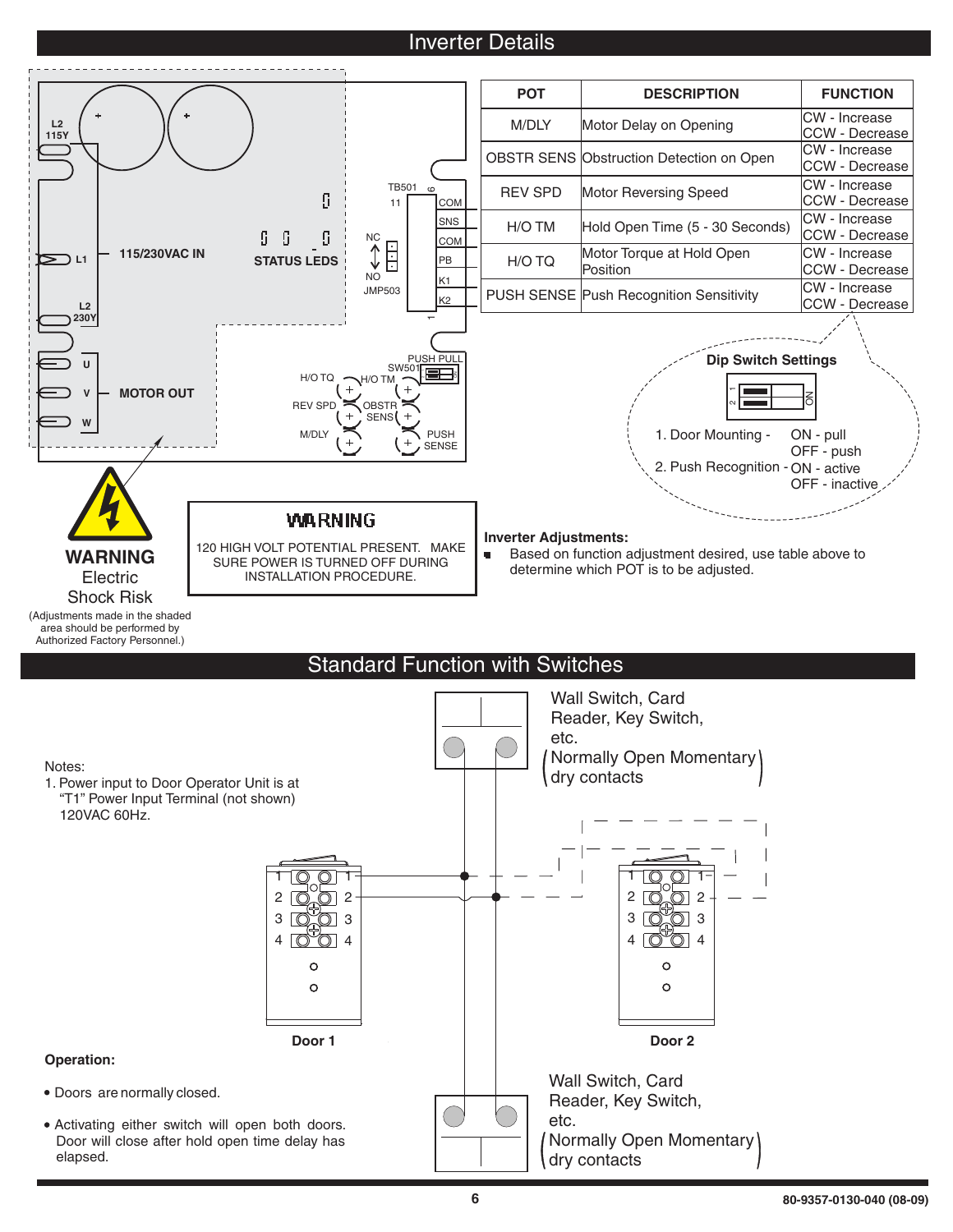# Inverter Details

L2 115Y

L1

115/230VAC IN

L2 230Y

U

V

W

MOTOR OUT

STATUS LEDS

TB501 11 6 COM SNS COM PB K1 K2 1

NC NO JMP503

PUSH PULL SW501

H/O TQ H/O TM REV SPD OBSTR SENS M/DLY PUSH SENSE

| POT | DESCRIPTION | FUNCTION |
|---|---|---|
| M/DLY | Motor Delay on Opening | CW - Increase<br>CCW - Decrease |
| OBSTR SENS | Obstruction Detection on Open | CW - Increase<br>CCW - Decrease |
| REV SPD | Motor Reversing Speed | CW - Increase<br>CCW - Decrease |
| H/O TM | Hold Open Time (5 - 30 Seconds) | CW - Increase<br>CCW - Decrease |
| H/O TQ | Motor Torque at Hold Open Position | CW - Increase<br>CCW - Decrease |
| PUSH SENSE | Push Recognition Sensitivity | CW - Increase<br>CCW - Decrease |

**Dip Switch Settings**

1. Door Mounting - ON - pull, OFF - push
2. Push Recognition - ON - active, OFF - inactive

**WARNING**
Electric Shock Risk

(Adjustments made in the shaded area should be performed by Authorized Factory Personnel.)

**WARNING**

120 HIGH VOLT POTENTIAL PRESENT. MAKE SURE POWER IS TURNED OFF DURING INSTALLATION PROCEDURE.

**Inverter Adjustments:**

- Based on function adjustment desired, use table above to determine which POT is to be adjusted.

# Standard Function with Switches

Wall Switch, Card Reader, Key Switch, etc. (Normally Open Momentary dry contacts)

Notes:
1. Power input to Door Operator Unit is at "T1" Power Input Terminal (not shown) 120VAC 60Hz.

Door 1

Door 2

Wall Switch, Card Reader, Key Switch, etc. (Normally Open Momentary dry contacts)

**Operation:**

- Doors are normally closed.
- Activating either switch will open both doors. Door will close after hold open time delay has elapsed.

80-9357-0130-040 (08-09)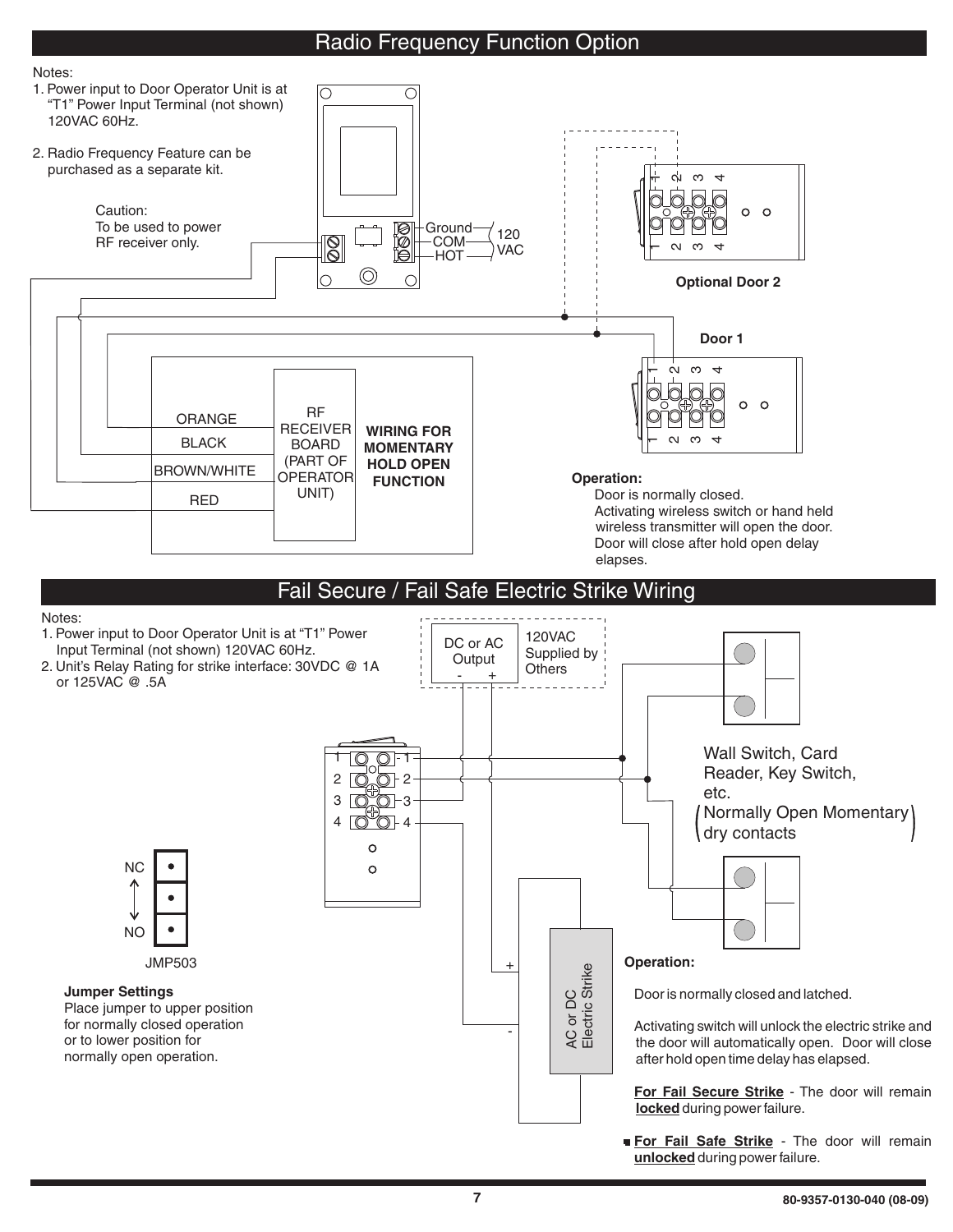## Radio Frequency Function Option

Notes:

1. Power input to Door Operator Unit is at "T1" Power Input Terminal (not shown) 120VAC 60Hz.
2. Radio Frequency Feature can be purchased as a separate kit.

Caution:
To be used to power RF receiver only.

Ground
COM
HOT
120 VAC

Optional Door 2

Door 1

ORANGE
BLACK
BROWN/WHITE
RED

RF RECEIVER BOARD (PART OF OPERATOR UNIT)

**WIRING FOR MOMENTARY HOLD OPEN FUNCTION**

**Operation:**
Door is normally closed.
Activating wireless switch or hand held wireless transmitter will open the door.
Door will close after hold open delay elapses.

## Fail Secure / Fail Safe Electric Strike Wiring

Notes:

1. Power input to Door Operator Unit is at "T1" Power Input Terminal (not shown) 120VAC 60Hz.
2. Unit's Relay Rating for strike interface: 30VDC @ 1A or 125VAC @ .5A

DC or AC Output
\- +

120VAC Supplied by Others

Wall Switch, Card Reader, Key Switch, etc.
(Normally Open Momentary dry contacts)

NC
NO
JMP503

**Jumper Settings**
Place jumper to upper position for normally closed operation or to lower position for normally open operation.

AC or DC Electric Strike

**Operation:**

Door is normally closed and latched.

Activating switch will unlock the electric strike and the door will automatically open. Door will close after hold open time delay has elapsed.

**For Fail Secure Strike** - The door will remain **locked** during power failure.

**For Fail Safe Strike** - The door will remain **unlocked** during power failure.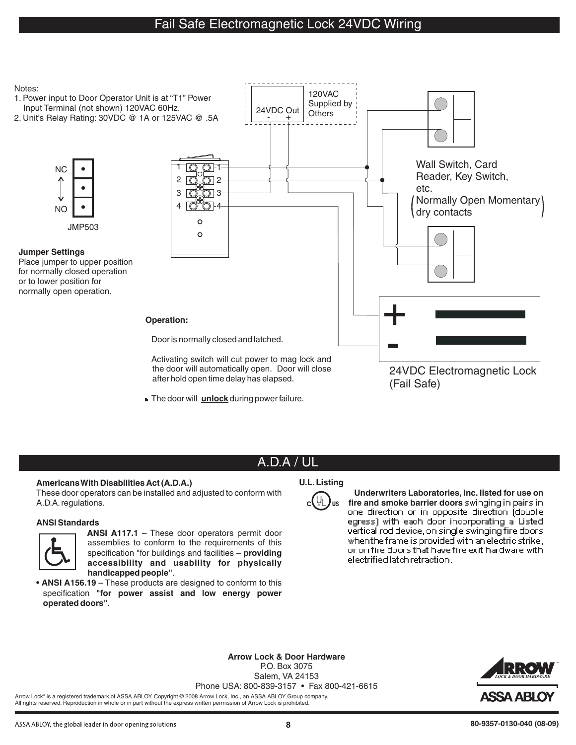# Fail Safe Electromagnetic Lock 24VDC Wiring

Notes:
1. Power input to Door Operator Unit is at "T1" Power Input Terminal (not shown) 120VAC 60Hz.
2. Unit's Relay Rating: 30VDC @ 1A or 125VAC @ .5A

24VDC Out
- +

120VAC Supplied by Others

NC
NO
JMP503

1 1
2 2
3 3
4 4

Wall Switch, Card Reader, Key Switch, etc.
(Normally Open Momentary dry contacts)

**Jumper Settings**
Place jumper to upper position for normally closed operation or to lower position for normally open operation.

+
-

24VDC Electromagnetic Lock (Fail Safe)

**Operation:**

Door is normally closed and latched.

Activating switch will cut power to mag lock and the door will automatically open. Door will close after hold open time delay has elapsed.

- The door will **unlock** during power failure.

# A.D.A / UL

**Americans With Disabilities Act (A.D.A.)**
These door operators can be installed and adjusted to conform with A.D.A. regulations.

**ANSI Standards**

**ANSI A117.1** – These door operators permit door assemblies to conform to the requirements of this specification "for buildings and facilities – **providing accessibility and usability for physically handicapped people**".

- **ANSI A156.19** – These products are designed to conform to this specification **"for power assist and low energy power operated doors"**.

**U.L. Listing**

**Underwriters Laboratories, Inc. listed for use on fire and smoke barrier doors** swinging in pairs in one direction or in opposite direction (double egress) with each door incorporating a Listed vertical rod device, on single swinging fire doors when the frame is provided with an electric strike, or on fire doors that have fire exit hardware with electrified latch retraction.

**Arrow Lock & Door Hardware**
P.O. Box 3075
Salem, VA 24153
Phone USA: 800-839-3157 • Fax 800-421-6615

Arrow Lock® is a registered trademark of ASSA ABLOY. Copyright © 2008 Arrow Lock, Inc., an ASSA ABLOY Group company. All rights reserved. Reproduction in whole or in part without the express written permission of Arrow Lock is prohibited.

ASSA ABLOY, the global leader in door opening solutions

80-9357-0130-040 (08-09)